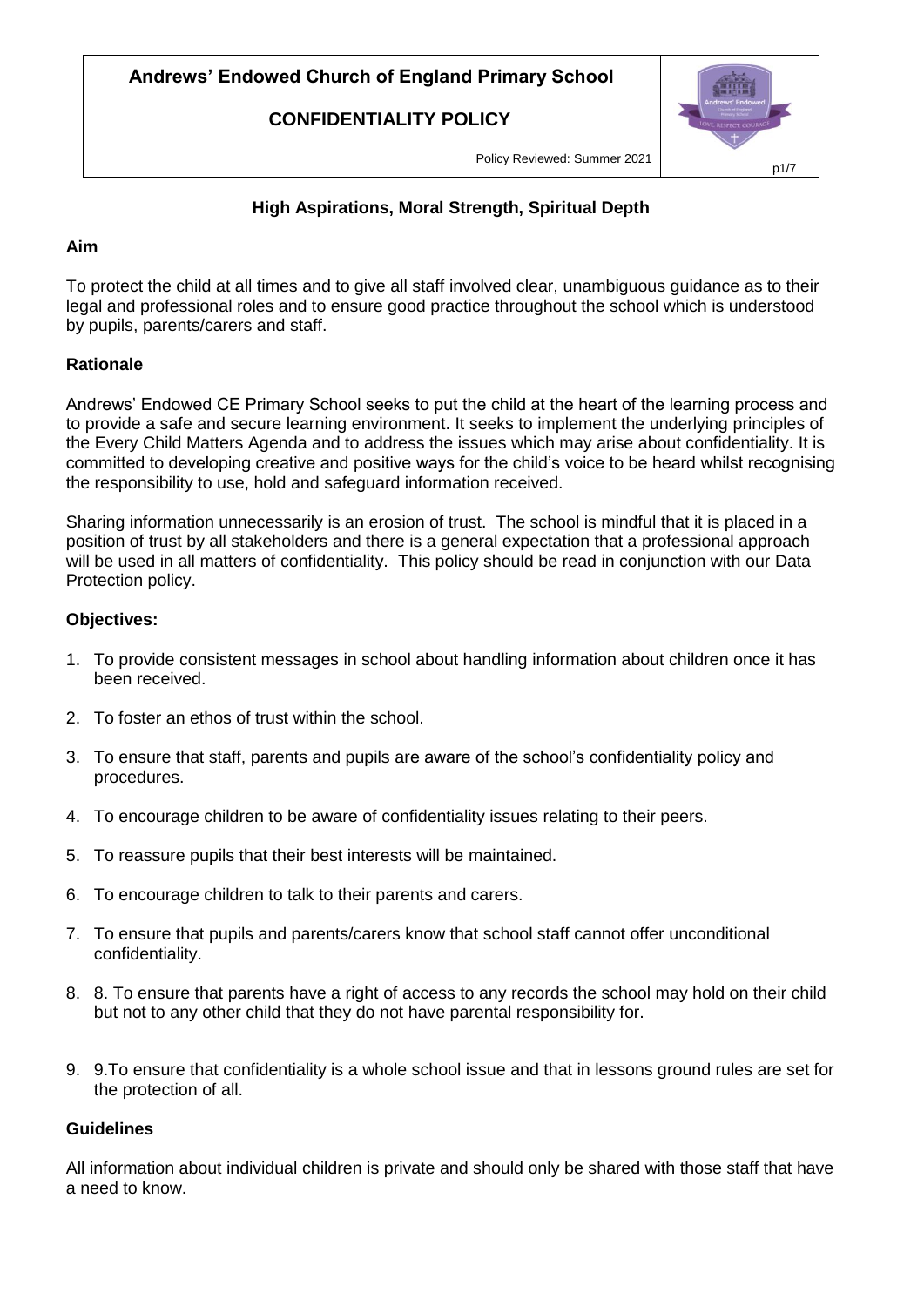# Andrews' Endowed Church of England Primary School

## CONFIDENTIALITY POLICY

Policy Reviewed: Summer 2021

### High Aspirations, Moral Strength, Spiritual Depth

**Aim**

To protect the child at all times and to give all staff involved clear, unambiguous guidance as to their legal and professional roles and to ensure good practice throughout the school which is understood by pupils, parents/carers and staff.

**Rationale**

Andrews' Endowed CE Primary School seeks to put the child at the heart of the learning process and to provide a safe and secure learning environment. It seeks to implement the underlying principles of the Every Child Matters Agenda and to address the issues which may arise about confidentiality. It is committed to developing creative and positive ways for the child's voice to be heard whilst recognising the responsibility to use, hold and safeguard information received.

Sharing information unnecessarily is an erosion of trust. The school is mindful that it is placed in a position of trust by all stakeholders and there is a general expectation that a professional approach will be used in all matters of confidentiality. This policy should be read in conjunction with our Data Protection policy.

**Objectives:**

1. To provide consistent messages in school about handling information about children once it has been received.
2. To foster an ethos of trust within the school.
3. To ensure that staff, parents and pupils are aware of the school's confidentiality policy and procedures.
4. To encourage children to be aware of confidentiality issues relating to their peers.
5. To reassure pupils that their best interests will be maintained.
6. To encourage children to talk to their parents and carers.
7. To ensure that pupils and parents/carers know that school staff cannot offer unconditional confidentiality.
8. 8. To ensure that parents have a right of access to any records the school may hold on their child but not to any other child that they do not have parental responsibility for.
9. 9.To ensure that confidentiality is a whole school issue and that in lessons ground rules are set for the protection of all.

**Guidelines**

All information about individual children is private and should only be shared with those staff that have a need to know.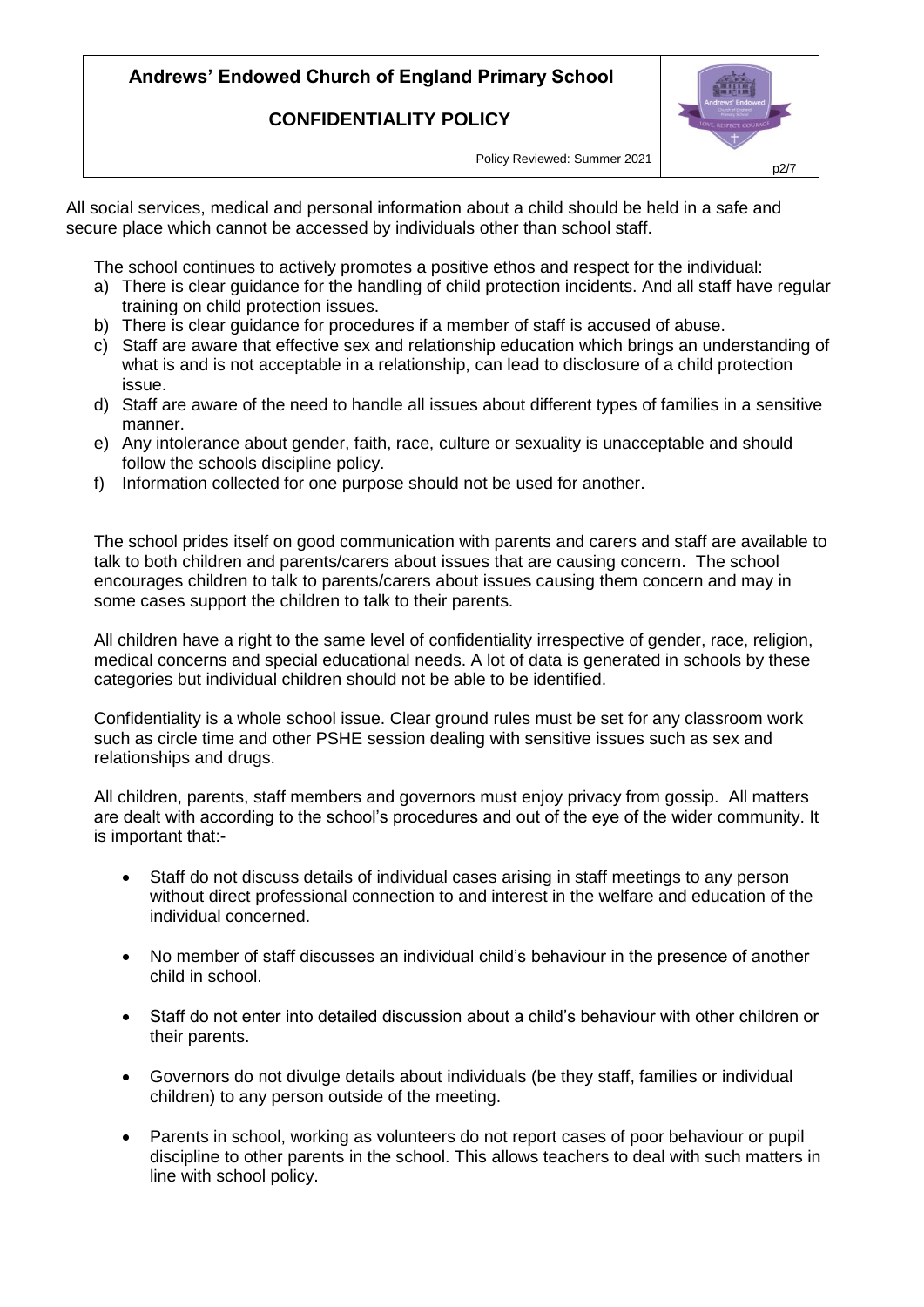All social services, medical and personal information about a child should be held in a safe and secure place which cannot be accessed by individuals other than school staff.

The school continues to actively promotes a positive ethos and respect for the individual:

a) There is clear guidance for the handling of child protection incidents. And all staff have regular training on child protection issues.
b) There is clear guidance for procedures if a member of staff is accused of abuse.
c) Staff are aware that effective sex and relationship education which brings an understanding of what is and is not acceptable in a relationship, can lead to disclosure of a child protection issue.
d) Staff are aware of the need to handle all issues about different types of families in a sensitive manner.
e) Any intolerance about gender, faith, race, culture or sexuality is unacceptable and should follow the schools discipline policy.
f) Information collected for one purpose should not be used for another.

The school prides itself on good communication with parents and carers and staff are available to talk to both children and parents/carers about issues that are causing concern. The school encourages children to talk to parents/carers about issues causing them concern and may in some cases support the children to talk to their parents.

All children have a right to the same level of confidentiality irrespective of gender, race, religion, medical concerns and special educational needs. A lot of data is generated in schools by these categories but individual children should not be able to be identified.

Confidentiality is a whole school issue. Clear ground rules must be set for any classroom work such as circle time and other PSHE session dealing with sensitive issues such as sex and relationships and drugs.

All children, parents, staff members and governors must enjoy privacy from gossip. All matters are dealt with according to the school's procedures and out of the eye of the wider community. It is important that:-

- Staff do not discuss details of individual cases arising in staff meetings to any person without direct professional connection to and interest in the welfare and education of the individual concerned.
- No member of staff discusses an individual child's behaviour in the presence of another child in school.
- Staff do not enter into detailed discussion about a child's behaviour with other children or their parents.
- Governors do not divulge details about individuals (be they staff, families or individual children) to any person outside of the meeting.
- Parents in school, working as volunteers do not report cases of poor behaviour or pupil discipline to other parents in the school. This allows teachers to deal with such matters in line with school policy.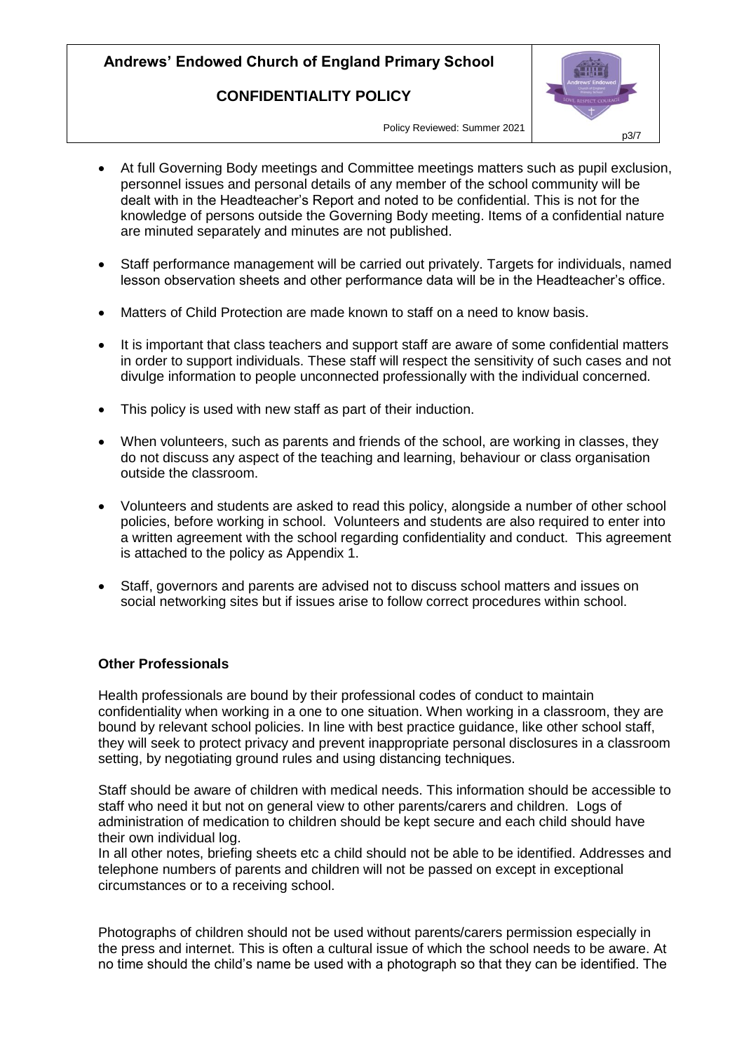- At full Governing Body meetings and Committee meetings matters such as pupil exclusion, personnel issues and personal details of any member of the school community will be dealt with in the Headteacher's Report and noted to be confidential. This is not for the knowledge of persons outside the Governing Body meeting. Items of a confidential nature are minuted separately and minutes are not published.

- Staff performance management will be carried out privately. Targets for individuals, named lesson observation sheets and other performance data will be in the Headteacher's office.

- Matters of Child Protection are made known to staff on a need to know basis.

- It is important that class teachers and support staff are aware of some confidential matters in order to support individuals. These staff will respect the sensitivity of such cases and not divulge information to people unconnected professionally with the individual concerned.

- This policy is used with new staff as part of their induction.

- When volunteers, such as parents and friends of the school, are working in classes, they do not discuss any aspect of the teaching and learning, behaviour or class organisation outside the classroom.

- Volunteers and students are asked to read this policy, alongside a number of other school policies, before working in school. Volunteers and students are also required to enter into a written agreement with the school regarding confidentiality and conduct. This agreement is attached to the policy as Appendix 1.

- Staff, governors and parents are advised not to discuss school matters and issues on social networking sites but if issues arise to follow correct procedures within school.

**Other Professionals**

Health professionals are bound by their professional codes of conduct to maintain confidentiality when working in a one to one situation. When working in a classroom, they are bound by relevant school policies. In line with best practice guidance, like other school staff, they will seek to protect privacy and prevent inappropriate personal disclosures in a classroom setting, by negotiating ground rules and using distancing techniques.

Staff should be aware of children with medical needs. This information should be accessible to staff who need it but not on general view to other parents/carers and children. Logs of administration of medication to children should be kept secure and each child should have their own individual log.

In all other notes, briefing sheets etc a child should not be able to be identified. Addresses and telephone numbers of parents and children will not be passed on except in exceptional circumstances or to a receiving school.

Photographs of children should not be used without parents/carers permission especially in the press and internet. This is often a cultural issue of which the school needs to be aware. At no time should the child's name be used with a photograph so that they can be identified. The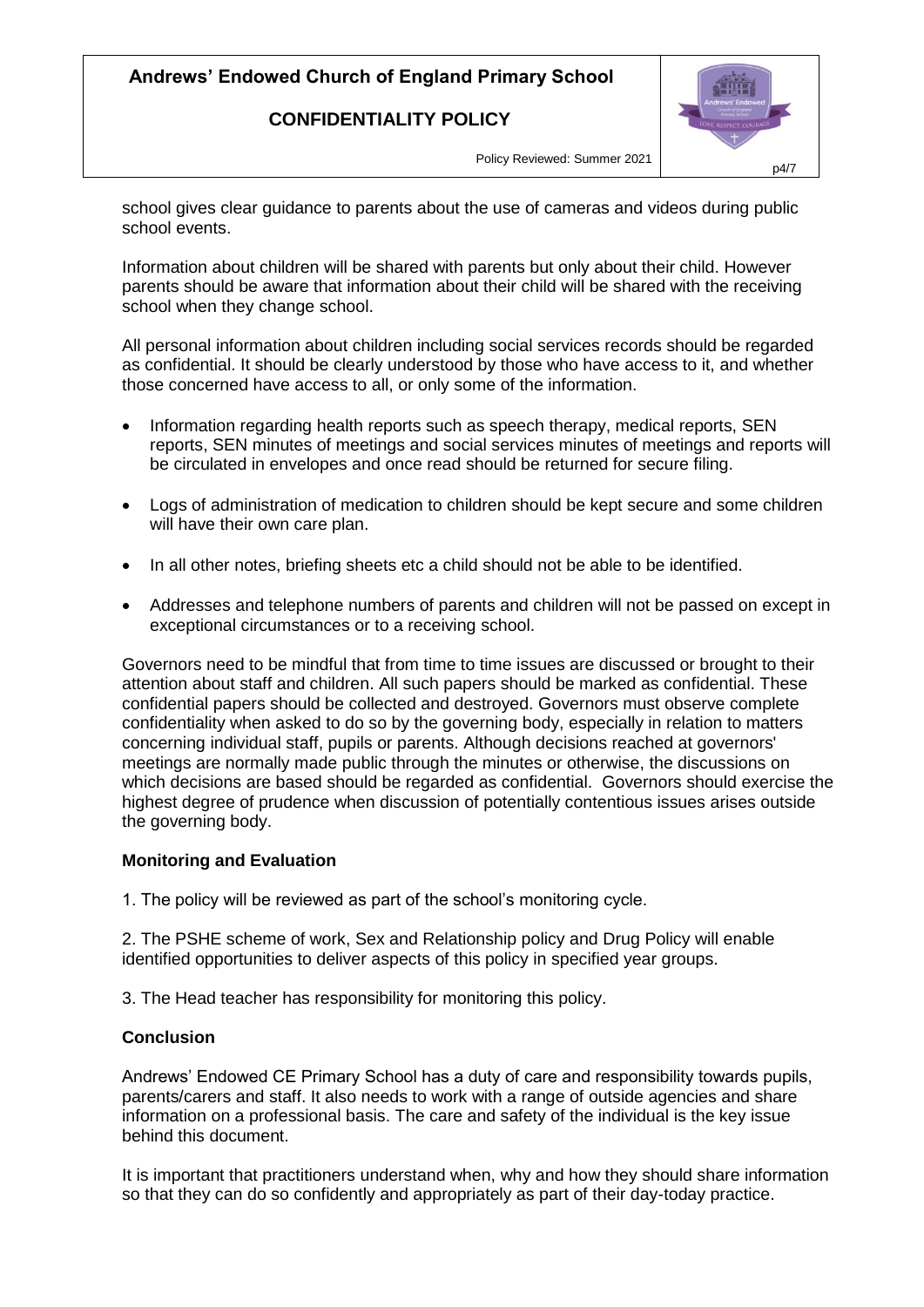school gives clear guidance to parents about the use of cameras and videos during public school events.

Information about children will be shared with parents but only about their child. However parents should be aware that information about their child will be shared with the receiving school when they change school.

All personal information about children including social services records should be regarded as confidential. It should be clearly understood by those who have access to it, and whether those concerned have access to all, or only some of the information.

- Information regarding health reports such as speech therapy, medical reports, SEN reports, SEN minutes of meetings and social services minutes of meetings and reports will be circulated in envelopes and once read should be returned for secure filing.
- Logs of administration of medication to children should be kept secure and some children will have their own care plan.
- In all other notes, briefing sheets etc a child should not be able to be identified.
- Addresses and telephone numbers of parents and children will not be passed on except in exceptional circumstances or to a receiving school.

Governors need to be mindful that from time to time issues are discussed or brought to their attention about staff and children. All such papers should be marked as confidential. These confidential papers should be collected and destroyed. Governors must observe complete confidentiality when asked to do so by the governing body, especially in relation to matters concerning individual staff, pupils or parents. Although decisions reached at governors' meetings are normally made public through the minutes or otherwise, the discussions on which decisions are based should be regarded as confidential. Governors should exercise the highest degree of prudence when discussion of potentially contentious issues arises outside the governing body.

**Monitoring and Evaluation**

1. The policy will be reviewed as part of the school's monitoring cycle.

2. The PSHE scheme of work, Sex and Relationship policy and Drug Policy will enable identified opportunities to deliver aspects of this policy in specified year groups.

3. The Head teacher has responsibility for monitoring this policy.

**Conclusion**

Andrews' Endowed CE Primary School has a duty of care and responsibility towards pupils, parents/carers and staff. It also needs to work with a range of outside agencies and share information on a professional basis. The care and safety of the individual is the key issue behind this document.

It is important that practitioners understand when, why and how they should share information so that they can do so confidently and appropriately as part of their day-today practice.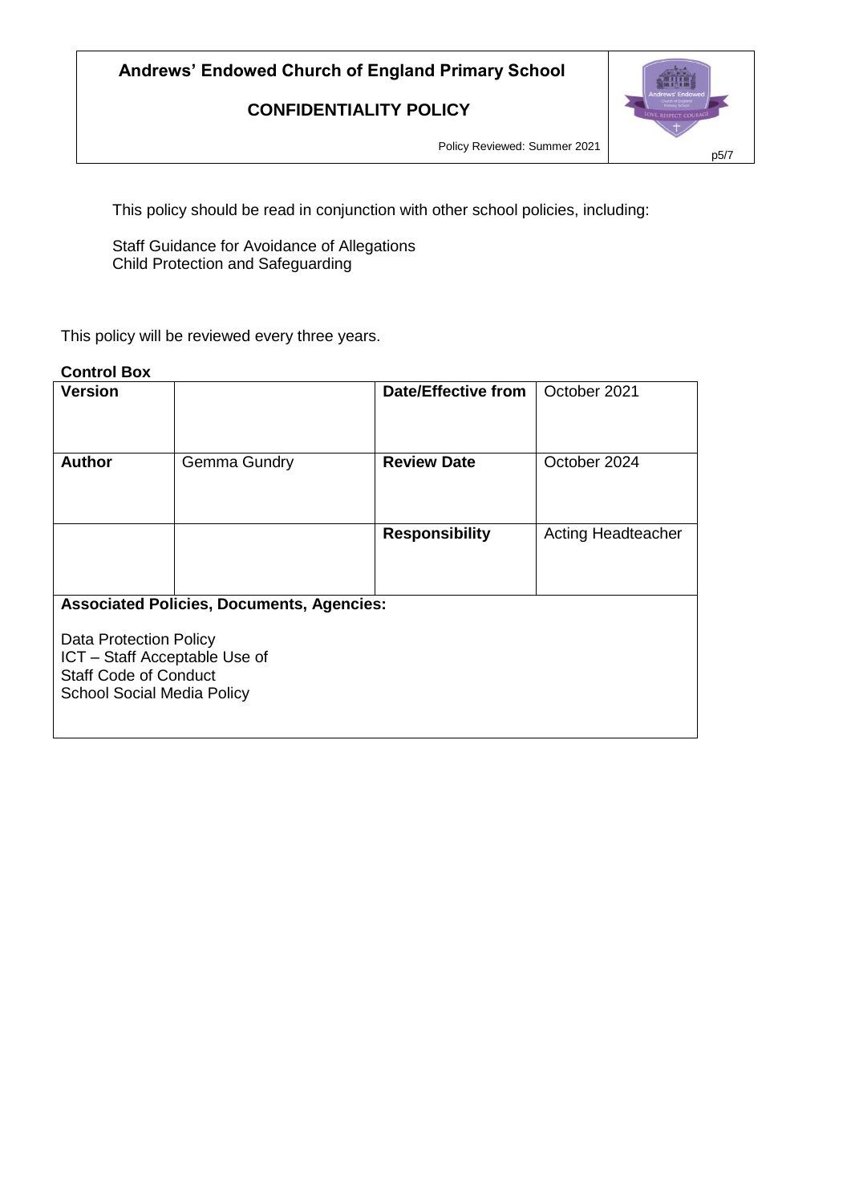This policy should be read in conjunction with other school policies, including:

Staff Guidance for Avoidance of Allegations
Child Protection and Safeguarding

This policy will be reviewed every three years.

**Control Box**

| **Version** | | **Date/Effective from** | October 2021 |
|---|---|---|---|
| **Author** | Gemma Gundry | **Review Date** | October 2024 |
| | | **Responsibility** | Acting Headteacher |
| **Associated Policies, Documents, Agencies:**<br><br>Data Protection Policy<br>ICT – Staff Acceptable Use of<br>Staff Code of Conduct<br>School Social Media Policy | | | |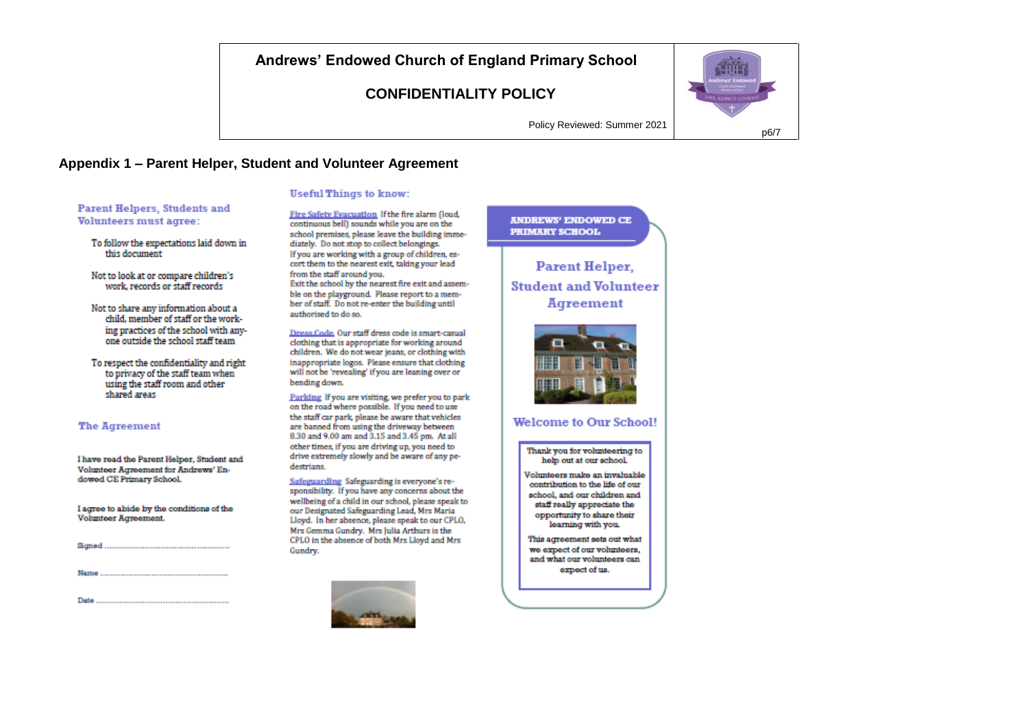## Appendix 1 – Parent Helper, Student and Volunteer Agreement

### Parent Helpers, Students and Volunteers must agree:

- To follow the expectations laid down in this document
- Not to look at or compare children's work, records or staff records
- Not to share any information about a child, member of staff or the working practices of the school with anyone outside the school staff team
- To respect the confidentiality and right to privacy of the staff team when using the staff room and other shared areas

### The Agreement

I have read the Parent Helper, Student and Volunteer Agreement for Andrews' Endowed CE Primary School.

I agree to abide by the conditions of the Volunteer Agreement.

Signed ........................................................

Name ........................................................

Date ........................................................

### Useful Things to know:

Fire Safety Evacuation If the fire alarm (loud, continuous bell) sounds while you are on the school premises, please leave the building immediately. Do not stop to collect belongings. If you are working with a group of children, escort them to the nearest exit, taking your lead from the staff around you. Exit the school by the nearest fire exit and assemble on the playground. Please report to a member of staff. Do not re-enter the building until authorised to do so.

Dress Code Our staff dress code is smart-casual clothing that is appropriate for working around children. We do not wear jeans, or clothing with inappropriate logos. Please ensure that clothing will not be 'revealing' if you are leaning over or bending down.

Parking If you are visiting, we prefer you to park on the road where possible. If you need to use the staff car park, please be aware that vehicles are banned from using the driveway between 8.30 and 9.00 am and 3.15 and 3.45 pm. At all other times, if you are driving up, you need to drive extremely slowly and be aware of any pedestrians.

Safeguarding Safeguarding is everyone's responsibility. If you have any concerns about the wellbeing of a child in our school, please speak to our Designated Safeguarding Lead, Mrs Maria Lloyd. In her absence, please speak to our CPLO, Mrs Gemma Gundry. Mrs Julia Arthurs is the CPLO in the absence of both Mrs Lloyd and Mrs Gundry.

**ANDREWS' ENDOWED CE PRIMARY SCHOOL**

### Parent Helper, Student and Volunteer Agreement

### Welcome to Our School!

Thank you for volunteering to help out at our school.

Volunteers make an invaluable contribution to the life of our school, and our children and staff really appreciate the opportunity to share their learning with you.

This agreement sets out what we expect of our volunteers, and what our volunteers can expect of us.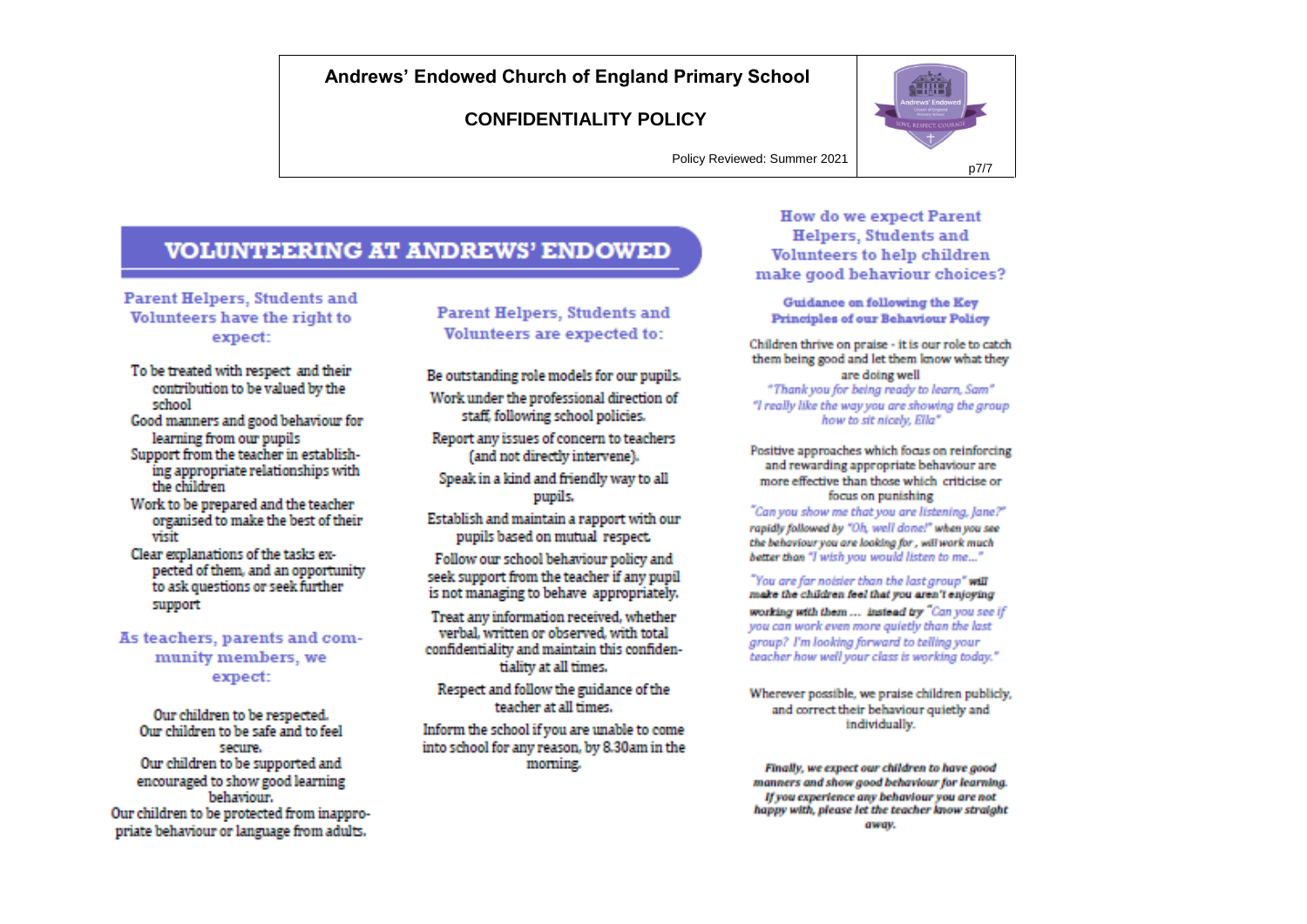# VOLUNTEERING AT ANDREWS' ENDOWED

## Parent Helpers, Students and Volunteers have the right to expect:

- To be treated with respect and their contribution to be valued by the school
- Good manners and good behaviour for learning from our pupils
- Support from the teacher in establishing appropriate relationships with the children
- Work to be prepared and the teacher organised to make the best of their visit
- Clear explanations of the tasks expected of them, and an opportunity to ask questions or seek further support

## As teachers, parents and community members, we expect:

Our children to be respected.
Our children to be safe and to feel secure.
Our children to be supported and encouraged to show good learning behaviour.
Our children to be protected from inappropriate behaviour or language from adults.

## Parent Helpers, Students and Volunteers are expected to:

Be outstanding role models for our pupils.

Work under the professional direction of staff, following school policies.

Report any issues of concern to teachers (and not directly intervene).

Speak in a kind and friendly way to all pupils.

Establish and maintain a rapport with our pupils based on mutual respect.

Follow our school behaviour policy and seek support from the teacher if any pupil is not managing to behave appropriately.

Treat any information received, whether verbal, written or observed, with total confidentiality and maintain this confidentiality at all times.

Respect and follow the guidance of the teacher at all times.

Inform the school if you are unable to come into school for any reason, by 8.30am in the morning.

## How do we expect Parent Helpers, Students and Volunteers to help children make good behaviour choices?

### Guidance on following the Key Principles of our Behaviour Policy

Children thrive on praise - it is our role to catch them being good and let them know what they are doing well

*"Thank you for being ready to learn, Sam"*
*"I really like the way you are showing the group how to sit nicely, Ella"*

Positive approaches which focus on reinforcing and rewarding appropriate behaviour are more effective than those which criticise or focus on punishing

*"Can you show me that you are listening, Jane?"* rapidly followed by *"Oh, well done!"* when you see the behaviour you are looking for, will work much better than *"I wish you would listen to me..."*

*"You are far noisier than the last group"* will make the children feel that you aren't enjoying working with them ... instead try *"Can you see if you can work even more quietly than the last group? I'm looking forward to telling your teacher how well your class is working today."*

Wherever possible, we praise children publicly, and correct their behaviour quietly and individually.

***Finally, we expect our children to have good manners and show good behaviour for learning. If you experience any behaviour you are not happy with, please let the teacher know straight away.***